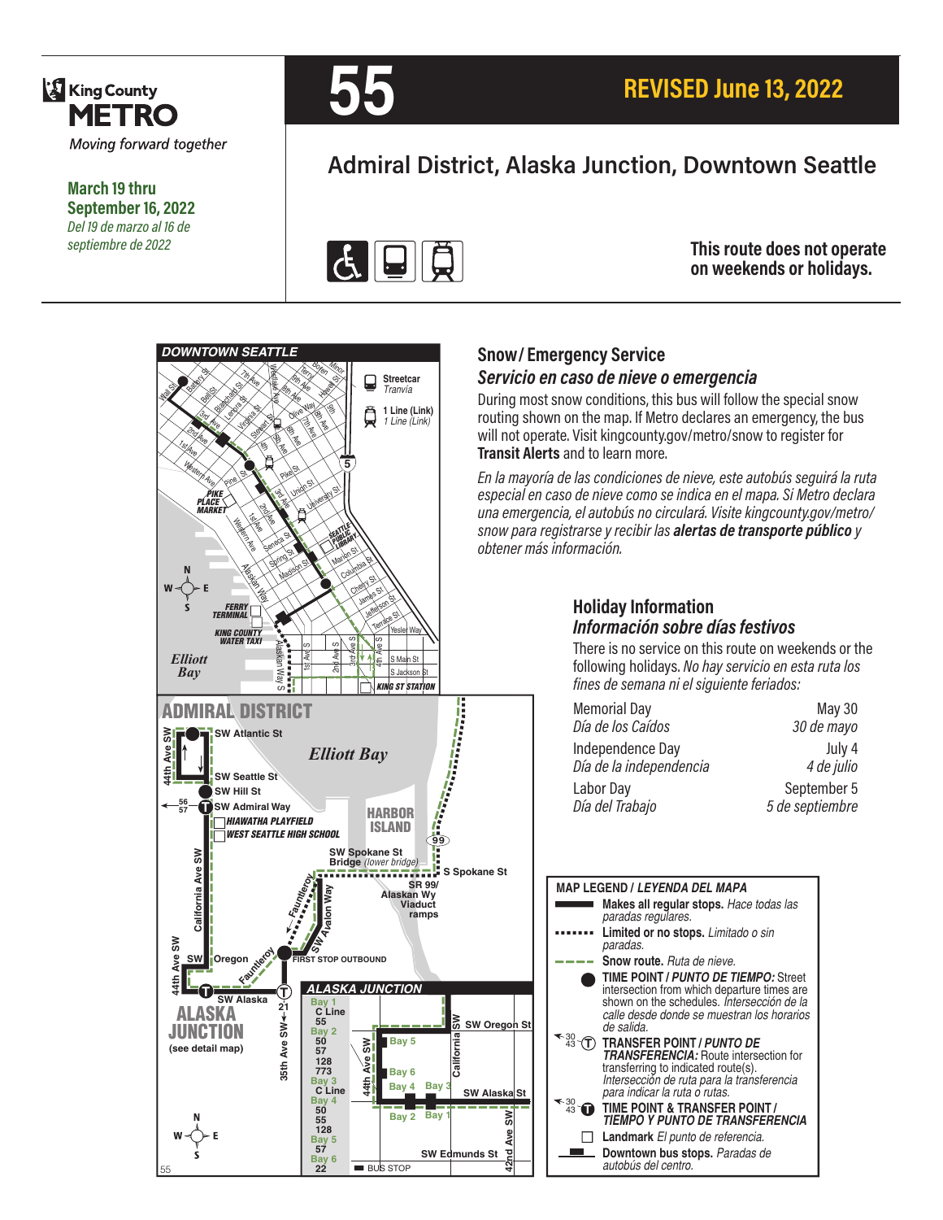King County METRO
*Moving forward together*

**March 19 thru September 16, 2022**
*Del 19 de marzo al 16 de septiembre de 2022*

# 55

## REVISED June 13, 2022

## Admiral District, Alaska Junction, Downtown Seattle

**This route does not operate on weekends or holidays.**

### Snow/ Emergency Service
### *Servicio en caso de nieve o emergencia*

During most snow conditions, this bus will follow the special snow routing shown on the map. If Metro declares an emergency, the bus will not operate. Visit kingcounty.gov/metro/snow to register for **Transit Alerts** and to learn more.

*En la mayoría de las condiciones de nieve, este autobús seguirá la ruta especial en caso de nieve como se indica en el mapa. Si Metro declara una emergencia, el autobús no circulará. Visite kingcounty.gov/metro/snow para registrarse y recibir las* ***alertas de transporte público*** *y obtener más información.*

### Holiday Information
### *Información sobre días festivos*

There is no service on this route on weekends or the following holidays. *No hay servicio en esta ruta los fines de semana ni el siguiente feriados:*

| Holiday | Date |
|---|---|
| Memorial Day *Día de los Caídos* | May 30 *30 de mayo* |
| Independence Day *Día de la independencia* | July 4 *4 de julio* |
| Labor Day *Día del Trabajo* | September 5 *5 de septiembre* |

### MAP LEGEND / *LEYENDA DEL MAPA*

- **Makes all regular stops.** *Hace todas las paradas regulares.*
- **Limited or no stops.** *Limitado o sin paradas.*
- **Snow route.** *Ruta de nieve.*
- **TIME POINT /** ***PUNTO DE TIEMPO:*** Street intersection from which departure times are shown on the schedules. *Intersección de la calle desde donde se muestran los horarios de salida.*
- **TRANSFER POINT /** ***PUNTO DE TRANSFERENCIA:*** Route intersection for transferring to indicated route(s). *Intersección de ruta para la transferencia para indicar la ruta o rutas.*
- **TIME POINT & TRANSFER POINT /** ***TIEMPO Y PUNTO DE TRANSFERENCIA***
- **Landmark** *El punto de referencia.*
- **Downtown bus stops.** *Paradas de autobús del centro.*

**ALASKA JUNCTION**

| Bay | Routes |
|---|---|
| Bay 1 | C Line, 55 |
| Bay 2 | 50, 57, 128, 773 |
| Bay 3 | C Line |
| Bay 4 | 50, 55, 128 |
| Bay 5 | 57 |
| Bay 6 | 22 |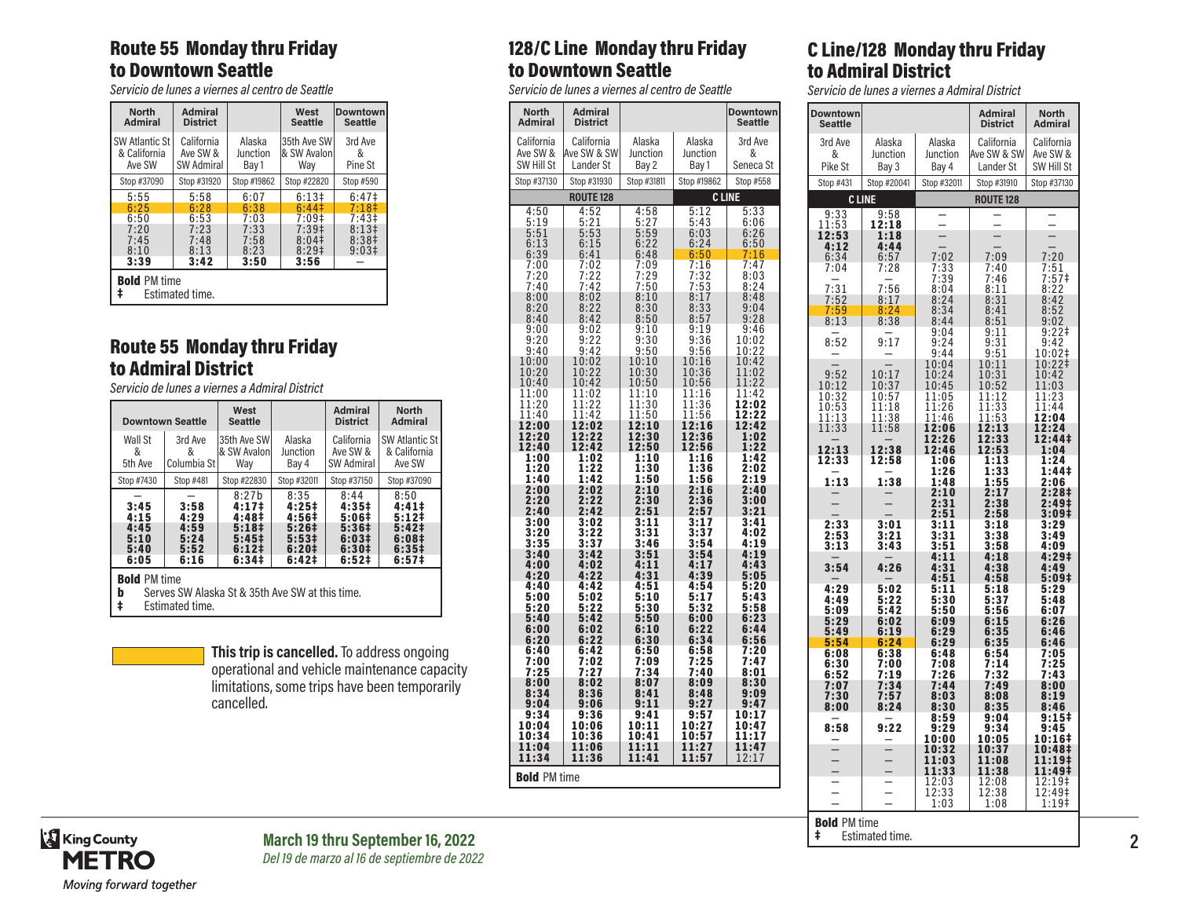## Route 55 Monday thru Friday to Downtown Seattle

*Servicio de lunes a viernes al centro de Seattle*

| North Admiral | Admiral District | | West Seattle | Downtown Seattle |
|---|---|---|---|---|
| SW Atlantic St & California Ave SW | California Ave SW & SW Admiral | Alaska Junction Bay 1 | 35th Ave SW & SW Avalon Way | 3rd Ave & Pine St |
| Stop #37090 | Stop #31920 | Stop #19862 | Stop #22820 | Stop #590 |
| 5:55 | 5:58 | 6:07 | 6:13‡ | 6:47‡ |
| 6:25 | 6:28 | 6:38 | 6:44‡ | 7:18‡ |
| 6:50 | 6:53 | 7:03 | 7:09‡ | 7:43‡ |
| 7:20 | 7:23 | 7:33 | 7:39‡ | 8:13‡ |
| 7:45 | 7:48 | 7:58 | 8:04‡ | 8:38‡ |
| 8:10 | 8:13 | 8:23 | 8:29‡ | 9:03‡ |
| **3:39** | **3:42** | **3:50** | **3:56** | – |

**Bold** PM time
‡ Estimated time.

## Route 55 Monday thru Friday to Admiral District

*Servicio de lunes a viernes a Admiral District*

| Downtown Seattle | | West Seattle | | Admiral District | North Admiral |
|---|---|---|---|---|---|
| Wall St & 5th Ave | 3rd Ave & Columbia St | 35th Ave SW & SW Avalon Way | Alaska Junction Bay 4 | California Ave SW & SW Admiral | SW Atlantic St & California Ave SW |
| Stop #7430 | Stop #481 | Stop #22830 | Stop #32011 | Stop #37150 | Stop #37090 |
| – | – | 8:27b | 8:35 | 8:44 | 8:50 |
| **3:45** | **3:58** | **4:17‡** | **4:25‡** | **4:35‡** | **4:41‡** |
| **4:15** | **4:29** | **4:48‡** | **4:56‡** | **5:06‡** | **5:12‡** |
| **4:45** | **4:59** | **5:18‡** | **5:26‡** | **5:36‡** | **5:42‡** |
| **5:10** | **5:24** | **5:45‡** | **5:53‡** | **6:03‡** | **6:08‡** |
| **5:40** | **5:52** | **6:12‡** | **6:20‡** | **6:30‡** | **6:35‡** |
| **6:05** | **6:16** | **6:34‡** | **6:42‡** | **6:52‡** | **6:57‡** |

**Bold** PM time
b Serves SW Alaska St & 35th Ave SW at this time.
‡ Estimated time.

**This trip is cancelled.** To address ongoing operational and vehicle maintenance capacity limitations, some trips have been temporarily cancelled.

## 128/C Line Monday thru Friday to Downtown Seattle

*Servicio de lunes a viernes al centro de Seattle*

| North Admiral | Admiral District | | | Downtown Seattle |
|---|---|---|---|---|
| California Ave SW & SW Hill St | California Ave SW & SW Lander St | Alaska Junction Bay 2 | Alaska Junction Bay 1 | 3rd Ave & Seneca St |
| Stop #37130 | Stop #31930 | Stop #31811 | Stop #19862 | Stop #558 |
| ROUTE 128 | | | C LINE | |
| 4:50 | 4:52 | 4:58 | 5:12 | 5:33 |
| 5:19 | 5:21 | 5:27 | 5:43 | 6:06 |
| 5:51 | 5:53 | 5:59 | 6:03 | 6:26 |
| 6:13 | 6:15 | 6:22 | 6:24 | 6:50 |
| 6:39 | 6:41 | 6:48 | 6:50 | 7:16 |
| 7:00 | 7:02 | 7:09 | 7:16 | 7:47 |
| 7:20 | 7:22 | 7:29 | 7:32 | 8:03 |
| 7:40 | 7:42 | 7:50 | 7:53 | 8:24 |
| 8:00 | 8:02 | 8:10 | 8:17 | 8:48 |
| 8:20 | 8:22 | 8:30 | 8:33 | 9:04 |
| 8:40 | 8:42 | 8:50 | 8:57 | 9:28 |
| 9:00 | 9:02 | 9:10 | 9:19 | 9:46 |
| 9:20 | 9:22 | 9:30 | 9:36 | 10:02 |
| 9:40 | 9:42 | 9:50 | 9:56 | 10:22 |
| 10:00 | 10:02 | 10:10 | 10:16 | 10:42 |
| 10:20 | 10:22 | 10:30 | 10:36 | 11:02 |
| 10:40 | 10:42 | 10:50 | 10:56 | 11:22 |
| 11:00 | 11:02 | 11:10 | 11:16 | 11:42 |
| 11:20 | 11:22 | 11:30 | 11:36 | **12:02** |
| 11:40 | 11:42 | 11:50 | 11:56 | **12:22** |
| **12:00** | **12:02** | **12:10** | **12:16** | **12:42** |
| **12:20** | **12:22** | **12:30** | **12:36** | **1:02** |
| **12:40** | **12:42** | **12:50** | **12:56** | **1:22** |
| **1:00** | **1:02** | **1:10** | **1:16** | **1:42** |
| **1:20** | **1:22** | **1:30** | **1:36** | **2:02** |
| **1:40** | **1:42** | **1:50** | **1:56** | **2:19** |
| **2:00** | **2:02** | **2:10** | **2:16** | **2:40** |
| **2:20** | **2:22** | **2:30** | **2:36** | **3:00** |
| **2:40** | **2:42** | **2:51** | **2:57** | **3:21** |
| **3:00** | **3:02** | **3:11** | **3:17** | **3:41** |
| **3:20** | **3:22** | **3:31** | **3:37** | **4:02** |
| **3:35** | **3:37** | **3:46** | **3:54** | **4:19** |
| **3:40** | **3:42** | **3:51** | **3:54** | **4:19** |
| **4:00** | **4:02** | **4:11** | **4:17** | **4:43** |
| **4:20** | **4:22** | **4:31** | **4:39** | **5:05** |
| **4:40** | **4:42** | **4:51** | **4:54** | **5:20** |
| **5:00** | **5:02** | **5:10** | **5:17** | **5:43** |
| **5:20** | **5:22** | **5:30** | **5:32** | **5:58** |
| **5:40** | **5:42** | **5:50** | **6:00** | **6:23** |
| **6:00** | **6:02** | **6:10** | **6:22** | **6:44** |
| **6:20** | **6:22** | **6:30** | **6:34** | **6:56** |
| **6:40** | **6:42** | **6:50** | **6:58** | **7:20** |
| **7:00** | **7:02** | **7:09** | **7:25** | **7:47** |
| **7:25** | **7:27** | **7:34** | **7:40** | **8:01** |
| **8:00** | **8:02** | **8:07** | **8:09** | **8:30** |
| **8:34** | **8:36** | **8:41** | **8:48** | **9:09** |
| **9:04** | **9:06** | **9:11** | **9:27** | **9:47** |
| **9:34** | **9:36** | **9:41** | **9:57** | **10:17** |
| **10:04** | **10:06** | **10:11** | **10:27** | **10:47** |
| **10:34** | **10:36** | **10:41** | **10:57** | **11:17** |
| **11:04** | **11:06** | **11:11** | **11:27** | **11:47** |
| **11:34** | **11:36** | **11:41** | **11:57** | 12:17 |

**Bold** PM time

## C Line/128 Monday thru Friday to Admiral District

*Servicio de lunes a viernes a Admiral District*

| Downtown Seattle | | | Admiral District | North Admiral |
|---|---|---|---|---|
| 3rd Ave & Pike St | Alaska Junction Bay 3 | Alaska Junction Bay 4 | California Ave SW & SW Lander St | California Ave SW & SW Hill St |
| Stop #431 | Stop #20041 | Stop #32011 | Stop #31910 | Stop #37130 |
| C LINE | | ROUTE 128 | | |
| 9:33 | 9:58 | – | – | – |
| 11:53 | **12:18** | – | – | – |
| **12:53** | **1:18** | – | – | – |
| **4:12** | **4:44** | – | – | – |
| 6:34 | 6:57 | 7:02 | 7:09 | 7:20 |
| 7:04 | 7:28 | 7:33 | 7:40 | 7:51 |
| – | – | 7:39 | 7:46 | 7:57‡ |
| 7:31 | 7:56 | 8:04 | 8:11 | 8:22 |
| 7:52 | 8:17 | 8:24 | 8:31 | 8:42 |
| 7:59 | 8:24 | 8:34 | 8:41 | 8:52 |
| 8:13 | 8:38 | 8:44 | 8:51 | 9:02 |
| – | – | 9:04 | 9:11 | 9:22‡ |
| 8:52 | 9:17 | 9:24 | 9:31 | 9:42 |
| – | – | 9:44 | 9:51 | 10:02‡ |
| – | – | 10:04 | 10:11 | 10:22‡ |
| 9:52 | 10:17 | 10:24 | 10:31 | 10:42 |
| 10:12 | 10:37 | 10:45 | 10:52 | 11:03 |
| 10:32 | 10:57 | 11:05 | 11:12 | 11:23 |
| 10:53 | 11:18 | 11:26 | 11:33 | 11:44 |
| 11:13 | 11:38 | 11:46 | 11:53 | **12:04** |
| 11:33 | 11:58 | **12:06** | **12:13** | **12:24** |
| – | – | **12:26** | **12:33** | **12:44‡** |
| **12:13** | **12:38** | **12:46** | **12:53** | **1:04** |
| **12:33** | **12:58** | **1:06** | **1:13** | **1:24** |
| – | – | **1:26** | **1:33** | **1:44‡** |
| **1:13** | **1:38** | **1:48** | **1:55** | **2:06** |
| – | – | **2:10** | **2:17** | **2:28‡** |
| – | – | **2:31** | **2:38** | **2:49‡** |
| – | – | **2:51** | **2:58** | **3:09‡** |
| **2:33** | **3:01** | **3:11** | **3:18** | **3:29** |
| **2:53** | **3:21** | **3:31** | **3:38** | **3:49** |
| **3:13** | **3:43** | **3:51** | **3:58** | **4:09** |
| – | – | **4:11** | **4:18** | **4:29‡** |
| **3:54** | **4:26** | **4:31** | **4:38** | **4:49** |
| – | – | **4:51** | **4:58** | **5:09‡** |
| **4:29** | **5:02** | **5:11** | **5:18** | **5:29** |
| **4:49** | **5:22** | **5:30** | **5:37** | **5:48** |
| **5:09** | **5:42** | **5:50** | **5:56** | **6:07** |
| **5:29** | **6:02** | **6:09** | **6:15** | **6:26** |
| **5:49** | **6:19** | **6:29** | **6:35** | **6:46** |
| **5:54** | **6:24** | **6:29** | **6:35** | **6:46** |
| **6:08** | **6:38** | **6:48** | **6:54** | **7:05** |
| **6:30** | **7:00** | **7:08** | **7:14** | **7:25** |
| **6:52** | **7:19** | **7:26** | **7:32** | **7:43** |
| **7:07** | **7:34** | **7:44** | **7:49** | **8:00** |
| **7:30** | **7:57** | **8:03** | **8:08** | **8:19** |
| **8:00** | **8:24** | **8:30** | **8:35** | **8:46** |
| – | – | **8:59** | **9:04** | **9:15‡** |
| **8:58** | **9:22** | **9:29** | **9:34** | **9:45** |
| – | – | **10:00** | **10:05** | **10:16‡** |
| – | – | **10:32** | **10:37** | **10:48‡** |
| – | – | **11:03** | **11:08** | **11:19‡** |
| – | – | **11:33** | **11:38** | **11:49‡** |
| – | – | 12:03 | 12:08 | 12:19‡ |
| – | – | 12:33 | 12:38 | 12:49‡ |
| – | – | 1:03 | 1:08 | 1:19‡ |

**Bold** PM time
‡ Estimated time.

King County METRO
*Moving forward together*

**March 19 thru September 16, 2022**
*Del 19 de marzo al 16 de septiembre de 2022*